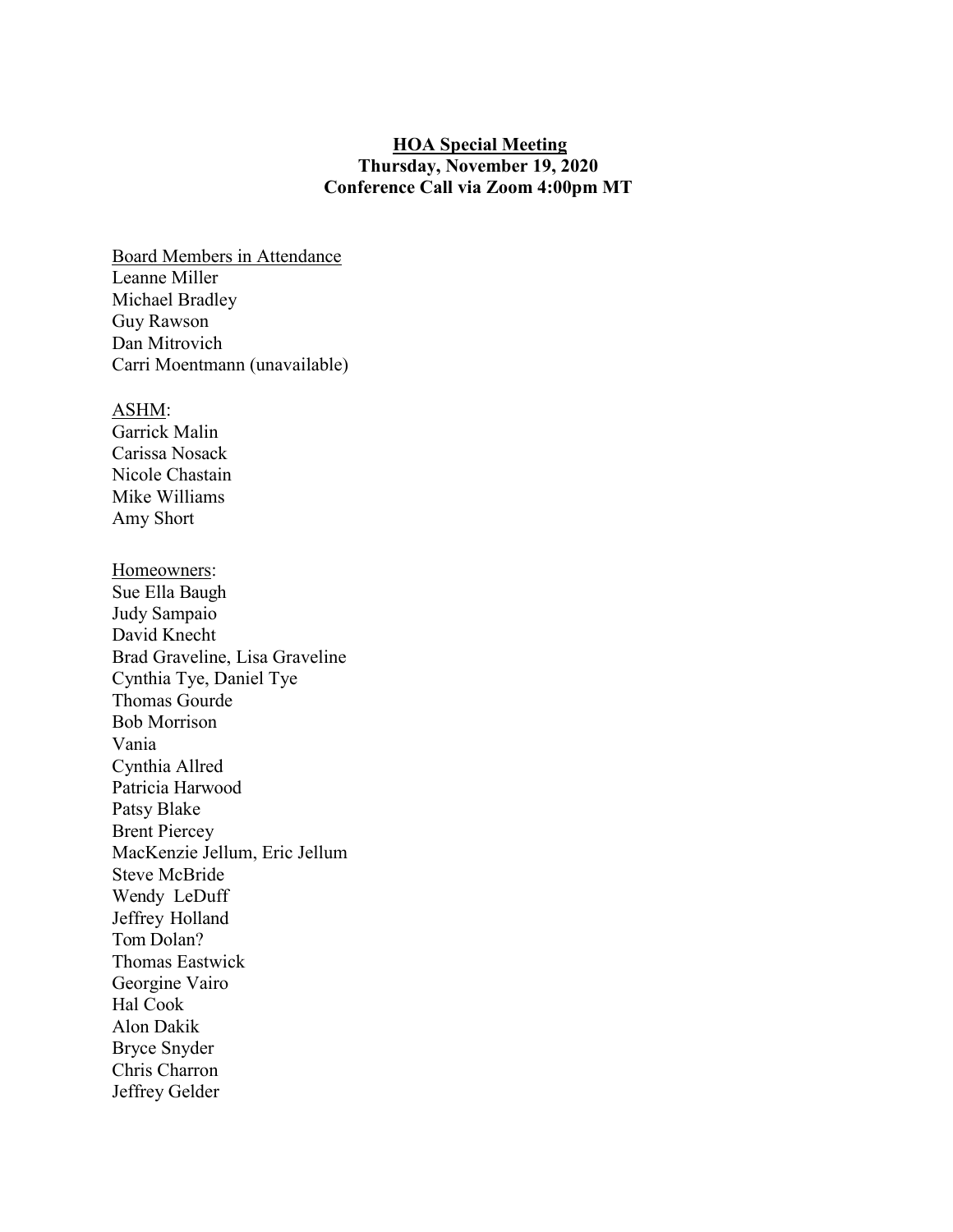**<u>HOA Special Meeting</u>**
**Thursday, November 19, 2020**
**Conference Call via Zoom 4:00pm MT**

<u>Board Members in Attendance</u>
Leanne Miller
Michael Bradley
Guy Rawson
Dan Mitrovich
Carri Moentmann (unavailable)

<u>ASHM</u>:
Garrick Malin
Carissa Nosack
Nicole Chastain
Mike Williams
Amy Short

<u>Homeowners</u>:
Sue Ella Baugh
Judy Sampaio
David Knecht
Brad Graveline, Lisa Graveline
Cynthia Tye, Daniel Tye
Thomas Gourde
Bob Morrison
Vania
Cynthia Allred
Patricia Harwood
Patsy Blake
Brent Piercey
MacKenzie Jellum, Eric Jellum
Steve McBride
Wendy LeDuff
Jeffrey Holland
Tom Dolan?
Thomas Eastwick
Georgine Vairo
Hal Cook
Alon Dakik
Bryce Snyder
Chris Charron
Jeffrey Gelder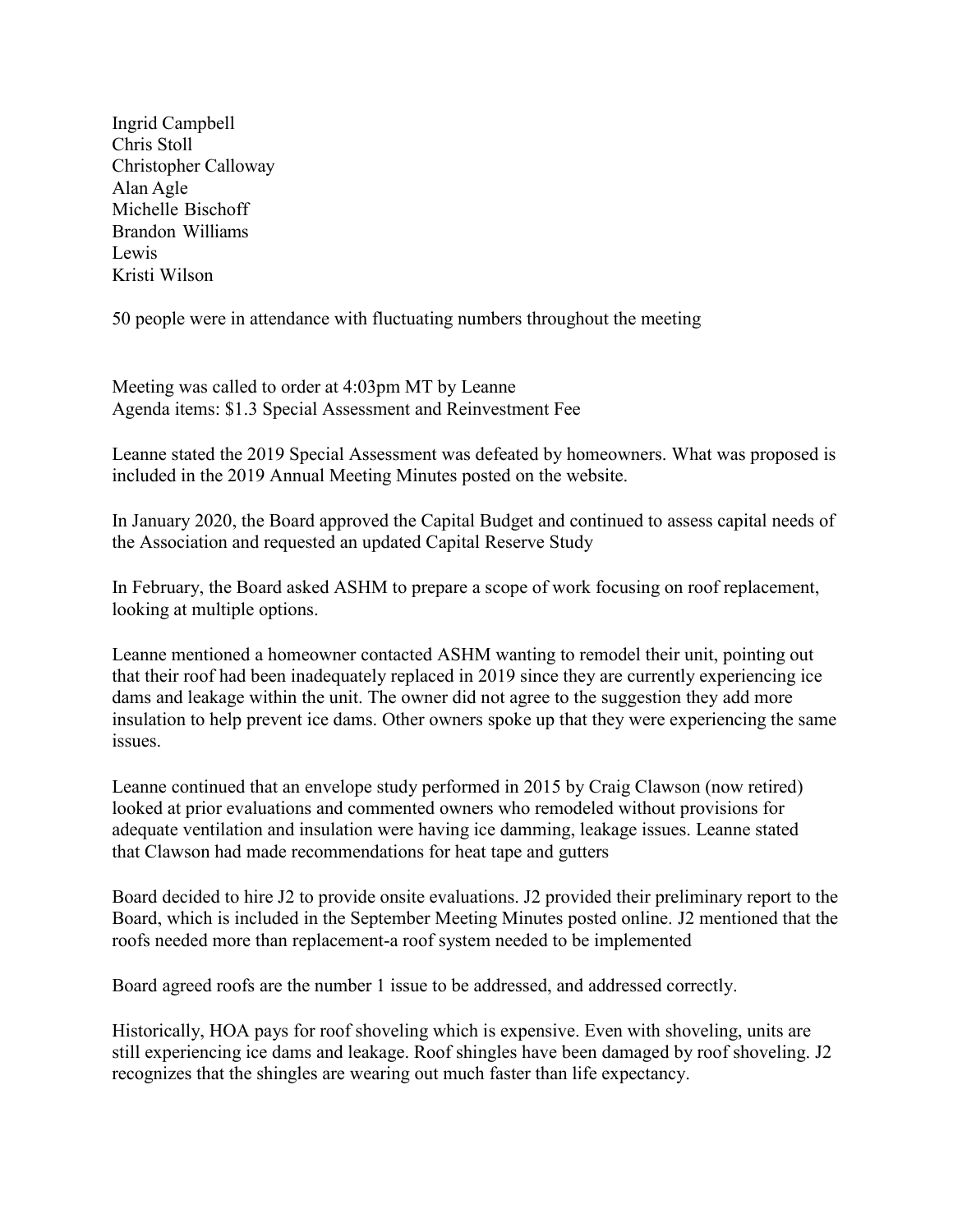Ingrid Campbell
Chris Stoll
Christopher Calloway
Alan Agle
Michelle Bischoff
Brandon Williams
Lewis
Kristi Wilson

50 people were in attendance with fluctuating numbers throughout the meeting

Meeting was called to order at 4:03pm MT by Leanne
Agenda items: $1.3 Special Assessment and Reinvestment Fee

Leanne stated the 2019 Special Assessment was defeated by homeowners. What was proposed is included in the 2019 Annual Meeting Minutes posted on the website.

In January 2020, the Board approved the Capital Budget and continued to assess capital needs of the Association and requested an updated Capital Reserve Study

In February, the Board asked ASHM to prepare a scope of work focusing on roof replacement, looking at multiple options.

Leanne mentioned a homeowner contacted ASHM wanting to remodel their unit, pointing out that their roof had been inadequately replaced in 2019 since they are currently experiencing ice dams and leakage within the unit. The owner did not agree to the suggestion they add more insulation to help prevent ice dams. Other owners spoke up that they were experiencing the same issues.

Leanne continued that an envelope study performed in 2015 by Craig Clawson (now retired) looked at prior evaluations and commented owners who remodeled without provisions for adequate ventilation and insulation were having ice damming, leakage issues. Leanne stated that Clawson had made recommendations for heat tape and gutters

Board decided to hire J2 to provide onsite evaluations. J2 provided their preliminary report to the Board, which is included in the September Meeting Minutes posted online. J2 mentioned that the roofs needed more than replacement-a roof system needed to be implemented

Board agreed roofs are the number 1 issue to be addressed, and addressed correctly.

Historically, HOA pays for roof shoveling which is expensive. Even with shoveling, units are still experiencing ice dams and leakage. Roof shingles have been damaged by roof shoveling. J2 recognizes that the shingles are wearing out much faster than life expectancy.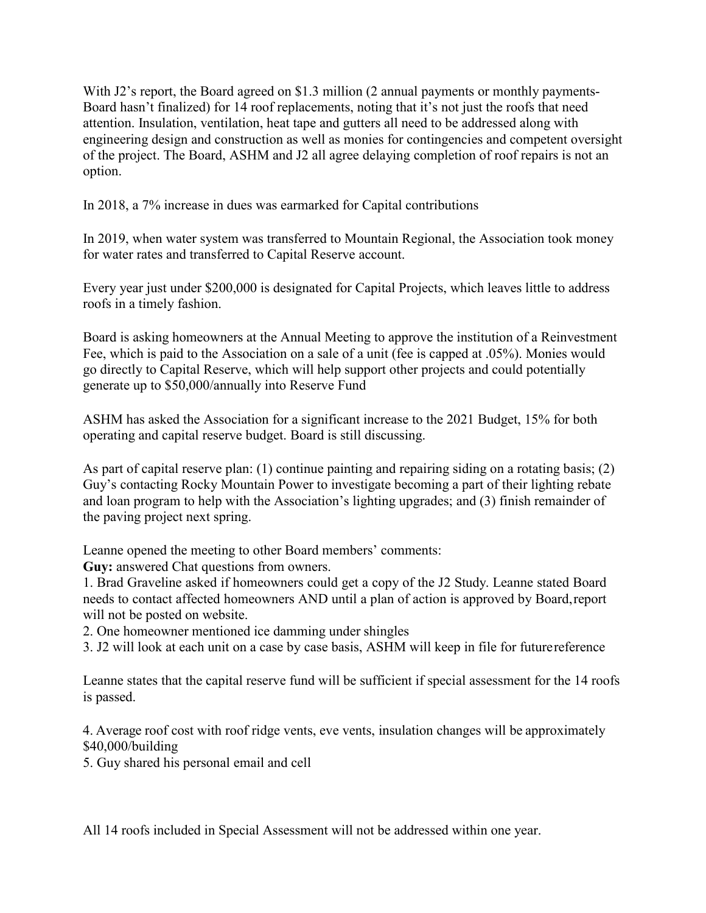With J2's report, the Board agreed on $1.3 million (2 annual payments or monthly payments- Board hasn't finalized) for 14 roof replacements, noting that it's not just the roofs that need attention. Insulation, ventilation, heat tape and gutters all need to be addressed along with engineering design and construction as well as monies for contingencies and competent oversight of the project. The Board, ASHM and J2 all agree delaying completion of roof repairs is not an option.

In 2018, a 7% increase in dues was earmarked for Capital contributions

In 2019, when water system was transferred to Mountain Regional, the Association took money for water rates and transferred to Capital Reserve account.

Every year just under $200,000 is designated for Capital Projects, which leaves little to address roofs in a timely fashion.

Board is asking homeowners at the Annual Meeting to approve the institution of a Reinvestment Fee, which is paid to the Association on a sale of a unit (fee is capped at .05%). Monies would go directly to Capital Reserve, which will help support other projects and could potentially generate up to $50,000/annually into Reserve Fund

ASHM has asked the Association for a significant increase to the 2021 Budget, 15% for both operating and capital reserve budget. Board is still discussing.

As part of capital reserve plan: (1) continue painting and repairing siding on a rotating basis; (2) Guy's contacting Rocky Mountain Power to investigate becoming a part of their lighting rebate and loan program to help with the Association's lighting upgrades; and (3) finish remainder of the paving project next spring.

Leanne opened the meeting to other Board members' comments:

**Guy:** answered Chat questions from owners.

1. Brad Graveline asked if homeowners could get a copy of the J2 Study. Leanne stated Board needs to contact affected homeowners AND until a plan of action is approved by Board, report will not be posted on website.
2. One homeowner mentioned ice damming under shingles
3. J2 will look at each unit on a case by case basis, ASHM will keep in file for future reference

Leanne states that the capital reserve fund will be sufficient if special assessment for the 14 roofs is passed.

4. Average roof cost with roof ridge vents, eve vents, insulation changes will be approximately $40,000/building
5. Guy shared his personal email and cell

All 14 roofs included in Special Assessment will not be addressed within one year.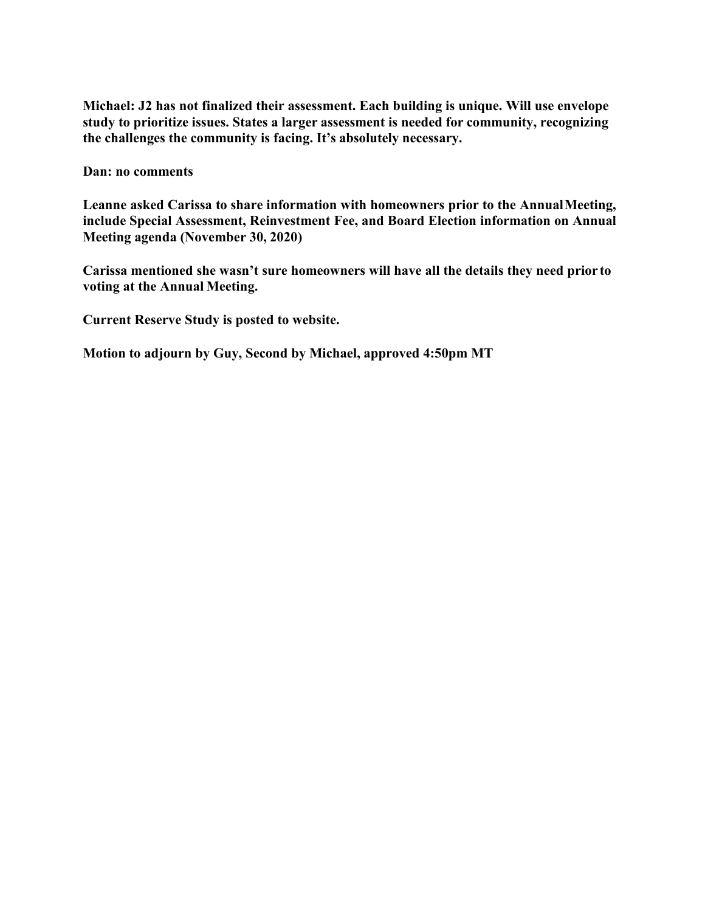**Michael: J2 has not finalized their assessment. Each building is unique. Will use envelope study to prioritize issues. States a larger assessment is needed for community, recognizing the challenges the community is facing. It's absolutely necessary.**

**Dan: no comments**

**Leanne asked Carissa to share information with homeowners prior to the Annual Meeting, include Special Assessment, Reinvestment Fee, and Board Election information on Annual Meeting agenda (November 30, 2020)**

**Carissa mentioned she wasn't sure homeowners will have all the details they need prior to voting at the Annual Meeting.**

**Current Reserve Study is posted to website.**

**Motion to adjourn by Guy, Second by Michael, approved 4:50pm MT**